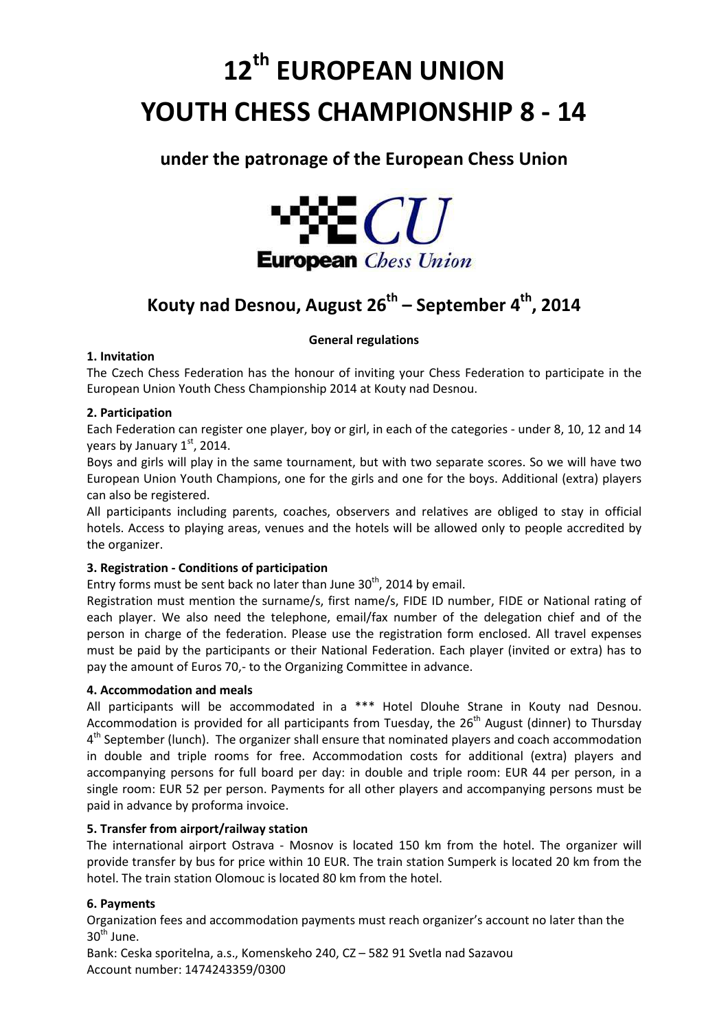# 12th EUROPEAN UNION YOUTH CHESS CHAMPIONSHIP 8 - 14

## under the patronage of the European Chess Union

## Kouty nad Desnou, August 26th – September 4th, 2014

**General regulations**

**1. Invitation**

The Czech Chess Federation has the honour of inviting your Chess Federation to participate in the European Union Youth Chess Championship 2014 at Kouty nad Desnou.

**2. Participation**

Each Federation can register one player, boy or girl, in each of the categories - under 8, 10, 12 and 14 years by January 1st, 2014.

Boys and girls will play in the same tournament, but with two separate scores. So we will have two European Union Youth Champions, one for the girls and one for the boys. Additional (extra) players can also be registered.

All participants including parents, coaches, observers and relatives are obliged to stay in official hotels. Access to playing areas, venues and the hotels will be allowed only to people accredited by the organizer.

**3. Registration - Conditions of participation**

Entry forms must be sent back no later than June 30th, 2014 by email.

Registration must mention the surname/s, first name/s, FIDE ID number, FIDE or National rating of each player. We also need the telephone, email/fax number of the delegation chief and of the person in charge of the federation. Please use the registration form enclosed. All travel expenses must be paid by the participants or their National Federation. Each player (invited or extra) has to pay the amount of Euros 70,- to the Organizing Committee in advance.

**4. Accommodation and meals**

All participants will be accommodated in a *** Hotel Dlouhe Strane in Kouty nad Desnou. Accommodation is provided for all participants from Tuesday, the 26th August (dinner) to Thursday 4th September (lunch). The organizer shall ensure that nominated players and coach accommodation in double and triple rooms for free. Accommodation costs for additional (extra) players and accompanying persons for full board per day: in double and triple room: EUR 44 per person, in a single room: EUR 52 per person. Payments for all other players and accompanying persons must be paid in advance by proforma invoice.

**5. Transfer from airport/railway station**

The international airport Ostrava - Mosnov is located 150 km from the hotel. The organizer will provide transfer by bus for price within 10 EUR. The train station Sumperk is located 20 km from the hotel. The train station Olomouc is located 80 km from the hotel.

**6. Payments**

Organization fees and accommodation payments must reach organizer's account no later than the 30th June.

Bank: Ceska sporitelna, a.s., Komenskeho 240, CZ – 582 91 Svetla nad Sazavou
Account number: 1474243359/0300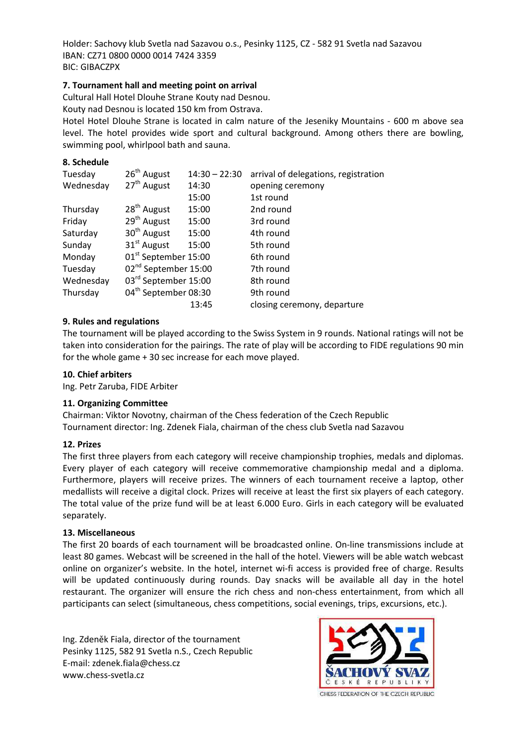Holder: Sachovy klub Svetla nad Sazavou o.s., Pesinky 1125, CZ - 582 91 Svetla nad Sazavou
IBAN: CZ71 0800 0000 0014 7424 3359
BIC: GIBACZPX

**7. Tournament hall and meeting point on arrival**

Cultural Hall Hotel Dlouhe Strane Kouty nad Desnou.
Kouty nad Desnou is located 150 km from Ostrava.
Hotel Hotel Dlouhe Strane is located in calm nature of the Jeseniky Mountains - 600 m above sea level. The hotel provides wide sport and cultural background. Among others there are bowling, swimming pool, whirlpool bath and sauna.

**8. Schedule**

| | | | |
|---|---|---|---|
| Tuesday | 26th August | 14:30 – 22:30 | arrival of delegations, registration |
| Wednesday | 27th August | 14:30 | opening ceremony |
| | | 15:00 | 1st round |
| Thursday | 28th August | 15:00 | 2nd round |
| Friday | 29th August | 15:00 | 3rd round |
| Saturday | 30th August | 15:00 | 4th round |
| Sunday | 31st August | 15:00 | 5th round |
| Monday | 01st September | 15:00 | 6th round |
| Tuesday | 02nd September | 15:00 | 7th round |
| Wednesday | 03rd September | 15:00 | 8th round |
| Thursday | 04th September | 08:30 | 9th round |
| | | 13:45 | closing ceremony, departure |

**9. Rules and regulations**

The tournament will be played according to the Swiss System in 9 rounds. National ratings will not be taken into consideration for the pairings. The rate of play will be according to FIDE regulations 90 min for the whole game + 30 sec increase for each move played.

**10. Chief arbiters**

Ing. Petr Zaruba, FIDE Arbiter

**11. Organizing Committee**

Chairman: Viktor Novotny, chairman of the Chess federation of the Czech Republic
Tournament director: Ing. Zdenek Fiala, chairman of the chess club Svetla nad Sazavou

**12. Prizes**

The first three players from each category will receive championship trophies, medals and diplomas. Every player of each category will receive commemorative championship medal and a diploma. Furthermore, players will receive prizes. The winners of each tournament receive a laptop, other medallists will receive a digital clock. Prizes will receive at least the first six players of each category. The total value of the prize fund will be at least 6.000 Euro. Girls in each category will be evaluated separately.

**13. Miscellaneous**

The first 20 boards of each tournament will be broadcasted online. On-line transmissions include at least 80 games. Webcast will be screened in the hall of the hotel. Viewers will be able watch webcast online on organizer's website. In the hotel, internet wi-fi access is provided free of charge. Results will be updated continuously during rounds. Day snacks will be available all day in the hotel restaurant. The organizer will ensure the rich chess and non-chess entertainment, from which all participants can select (simultaneous, chess competitions, social evenings, trips, excursions, etc.).

Ing. Zdeněk Fiala, director of the tournament
Pesinky 1125, 582 91 Svetla n.S., Czech Republic
E-mail: zdenek.fiala@chess.cz
www.chess-svetla.cz

ŠACHOVÝ SVAZ
ČESKÉ REPUBLIKY
CHESS FEDERATION OF THE CZECH REPUBLIC